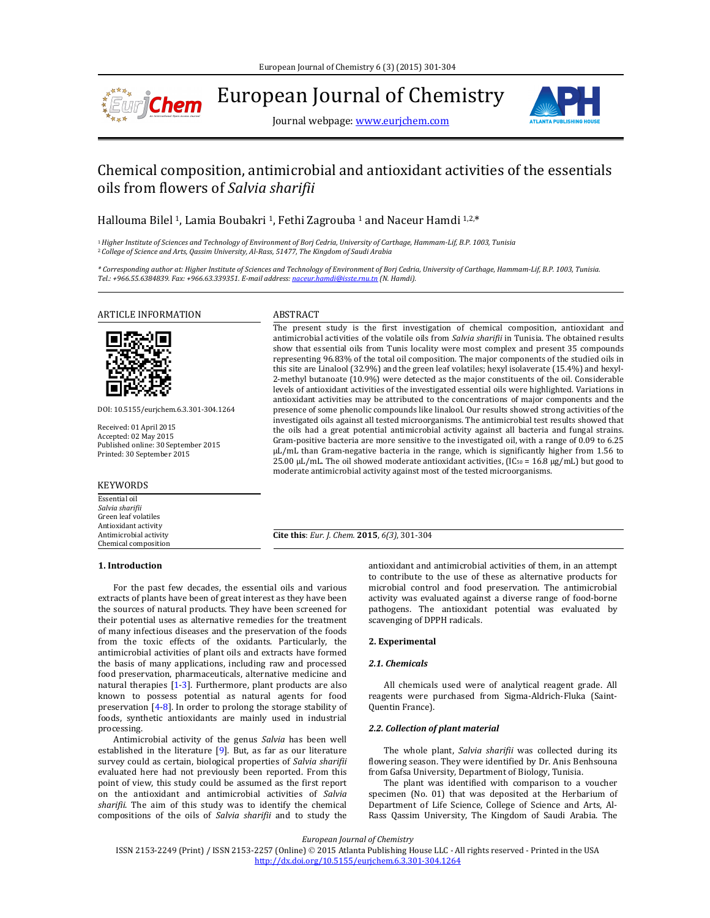# Chemical composition, antimicrobial and antioxidant activities of the essentials oils from flowers of *Salvia sharifii*

Hallouma Bilel [1], Lamia Boubakri [1], Fethi Zagrouba [1] and Naceur Hamdi [1,2,*]

[1] *Higher Institute of Sciences and Technology of Environment of Borj Cedria, University of Carthage, Hammam-Lif, B.P. 1003, Tunisia*
[2] *College of Science and Arts, Qassim University, Al-Rass, 51477, The Kingdom of Saudi Arabia*

\* *Corresponding author at: Higher Institute of Sciences and Technology of Environment of Borj Cedria, University of Carthage, Hammam-Lif, B.P. 1003, Tunisia. Tel.: +966.55.6384839. Fax: +966.63.339351. E-mail address: naceur.hamdi@isste.rnu.tn (N. Hamdi).*

## ARTICLE INFORMATION

DOI: 10.5155/eurjchem.6.3.301-304.1264

Received: 01 April 2015
Accepted: 02 May 2015
Published online: 30 September 2015
Printed: 30 September 2015

## KEYWORDS

Essential oil
*Salvia sharifii*
Green leaf volatiles
Antioxidant activity
Antimicrobial activity
Chemical composition

## ABSTRACT

The present study is the first investigation of chemical composition, antioxidant and antimicrobial activities of the volatile oils from *Salvia sharifii* in Tunisia. The obtained results show that essential oils from Tunis locality were most complex and present 35 compounds representing 96.83% of the total oil composition. The major components of the studied oils in this site are Linalool (32.9%) and the green leaf volatiles; hexyl isolaverate (15.4%) and hexyl-2-methyl butanoate (10.9%) were detected as the major constituents of the oil. Considerable levels of antioxidant activities of the investigated essential oils were highlighted. Variations in antioxidant activities may be attributed to the concentrations of major components and the presence of some phenolic compounds like linalool. Our results showed strong activities of the investigated oils against all tested microorganisms. The antimicrobial test results showed that the oils had a great potential antimicrobial activity against all bacteria and fungal strains. Gram-positive bacteria are more sensitive to the investigated oil, with a range of 0.09 to 6.25 µL/mL than Gram-negative bacteria in the range, which is significantly higher from 1.56 to 25.00 µL/mL. The oil showed moderate antioxidant activities, ($IC_{50}$ = 16.8 µg/mL) but good to moderate antimicrobial activity against most of the tested microorganisms.

**Cite this**: *Eur. J. Chem.* **2015**, *6(3)*, 301-304

## 1. Introduction

For the past few decades, the essential oils and various extracts of plants have been of great interest as they have been the sources of natural products. They have been screened for their potential uses as alternative remedies for the treatment of many infectious diseases and the preservation of the foods from the toxic effects of the oxidants. Particularly, the antimicrobial activities of plant oils and extracts have formed the basis of many applications, including raw and processed food preservation, pharmaceuticals, alternative medicine and natural therapies [1-3]. Furthermore, plant products are also known to possess potential as natural agents for food preservation [4-8]. In order to prolong the storage stability of foods, synthetic antioxidants are mainly used in industrial processing.

Antimicrobial activity of the genus *Salvia* has been well established in the literature [9]. But, as far as our literature survey could as certain, biological properties of *Salvia sharifii* evaluated here had not previously been reported. From this point of view, this study could be assumed as the first report on the antioxidant and antimicrobial activities of *Salvia sharifii*. The aim of this study was to identify the chemical compositions of the oils of *Salvia sharifii* and to study the antioxidant and antimicrobial activities of them, in an attempt to contribute to the use of these as alternative products for microbial control and food preservation. The antimicrobial activity was evaluated against a diverse range of food-borne pathogens. The antioxidant potential was evaluated by scavenging of DPPH radicals.

## 2. Experimental

### 2.1. Chemicals

All chemicals used were of analytical reagent grade. All reagents were purchased from Sigma-Aldrich-Fluka (Saint-Quentin France).

### 2.2. Collection of plant material

The whole plant, *Salvia sharifii* was collected during its flowering season. They were identified by Dr. Anis Benhsouna from Gafsa University, Department of Biology, Tunisia.

The plant was identified with comparison to a voucher specimen (No. 01) that was deposited at the Herbarium of Department of Life Science, College of Science and Arts, Al-Rass Qassim University, The Kingdom of Saudi Arabia. The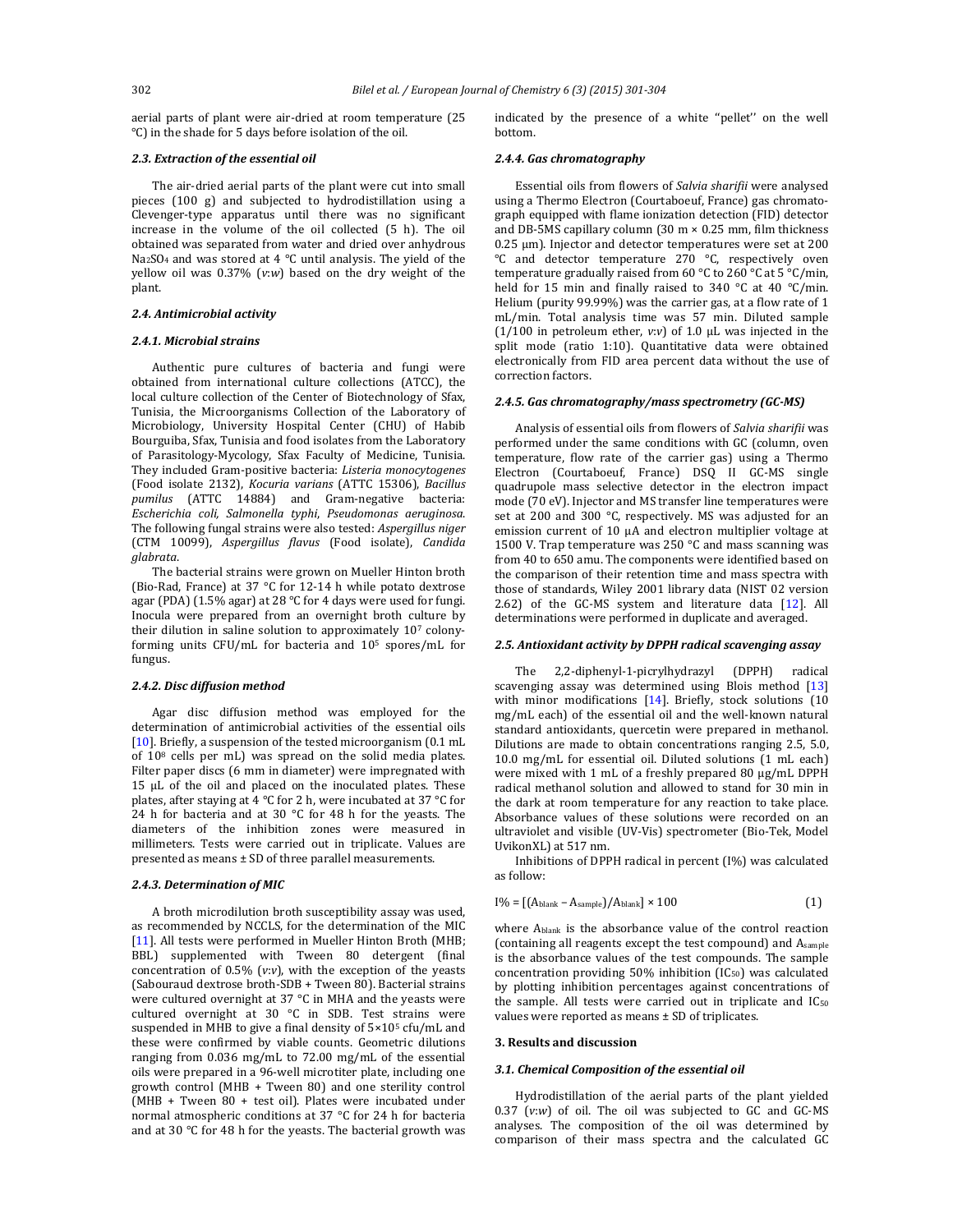aerial parts of plant were air-dried at room temperature (25 °C) in the shade for 5 days before isolation of the oil.

### 2.3. Extraction of the essential oil

The air-dried aerial parts of the plant were cut into small pieces (100 g) and subjected to hydrodistillation using a Clevenger-type apparatus until there was no significant increase in the volume of the oil collected (5 h). The oil obtained was separated from water and dried over anhydrous $Na_2SO_4$ and was stored at 4 °C until analysis. The yield of the yellow oil was 0.37% (*v*:*w*) based on the dry weight of the plant.

### 2.4. Antimicrobial activity

#### 2.4.1. Microbial strains

Authentic pure cultures of bacteria and fungi were obtained from international culture collections (ATCC), the local culture collection of the Center of Biotechnology of Sfax, Tunisia, the Microorganisms Collection of the Laboratory of Microbiology, University Hospital Center (CHU) of Habib Bourguiba, Sfax, Tunisia and food isolates from the Laboratory of Parasitology-Mycology, Sfax Faculty of Medicine, Tunisia. They included Gram-positive bacteria: *Listeria monocytogenes* (Food isolate 2132), *Kocuria varians* (ATTC 15306), *Bacillus pumilus* (ATTC 14884) and Gram-negative bacteria: *Escherichia coli*, *Salmonella typhi*, *Pseudomonas aeruginosa*. The following fungal strains were also tested: *Aspergillus niger* (CTM 10099), *Aspergillus flavus* (Food isolate), *Candida glabrata*.

The bacterial strains were grown on Mueller Hinton broth (Bio-Rad, France) at 37 °C for 12-14 h while potato dextrose agar (PDA) (1.5% agar) at 28 °C for 4 days were used for fungi. Inocula were prepared from an overnight broth culture by their dilution in saline solution to approximately $10^7$ colony-forming units CFU/mL for bacteria and $10^5$ spores/mL for fungus.

#### 2.4.2. Disc diffusion method

Agar disc diffusion method was employed for the determination of antimicrobial activities of the essential oils [10]. Briefly, a suspension of the tested microorganism (0.1 mL of $10^8$ cells per mL) was spread on the solid media plates. Filter paper discs (6 mm in diameter) were impregnated with 15 µL of the oil and placed on the inoculated plates. These plates, after staying at 4 °C for 2 h, were incubated at 37 °C for 24 h for bacteria and at 30 °C for 48 h for the yeasts. The diameters of the inhibition zones were measured in millimeters. Tests were carried out in triplicate. Values are presented as means ± SD of three parallel measurements.

#### 2.4.3. Determination of MIC

A broth microdilution broth susceptibility assay was used, as recommended by NCCLS, for the determination of the MIC [11]. All tests were performed in Mueller Hinton Broth (MHB; BBL) supplemented with Tween 80 detergent (final concentration of 0.5% (*v*:*v*), with the exception of the yeasts (Sabouraud dextrose broth-SDB + Tween 80). Bacterial strains were cultured overnight at 37 °C in MHA and the yeasts were cultured overnight at 30 °C in SDB. Test strains were suspended in MHB to give a final density of $5\times10^5$ cfu/mL and these were confirmed by viable counts. Geometric dilutions ranging from 0.036 mg/mL to 72.00 mg/mL of the essential oils were prepared in a 96-well microtiter plate, including one growth control (MHB + Tween 80) and one sterility control (MHB + Tween 80 + test oil). Plates were incubated under normal atmospheric conditions at 37 °C for 24 h for bacteria and at 30 °C for 48 h for the yeasts. The bacterial growth was indicated by the presence of a white ''pellet'' on the well bottom.

#### 2.4.4. Gas chromatography

Essential oils from flowers of *Salvia sharifii* were analysed using a Thermo Electron (Courtaboeuf, France) gas chromatograph equipped with flame ionization detection (FID) detector and DB-5MS capillary column (30 m × 0.25 mm, film thickness 0.25 µm). Injector and detector temperatures were set at 200 °C and detector temperature 270 °C, respectively oven temperature gradually raised from 60 °C to 260 °C at 5 °C/min, held for 15 min and finally raised to 340 °C at 40 °C/min. Helium (purity 99.99%) was the carrier gas, at a flow rate of 1 mL/min. Total analysis time was 57 min. Diluted sample (1/100 in petroleum ether, *v*:*v*) of 1.0 µL was injected in the split mode (ratio 1:10). Quantitative data were obtained electronically from FID area percent data without the use of correction factors.

#### 2.4.5. Gas chromatography/mass spectrometry (GC-MS)

Analysis of essential oils from flowers of *Salvia sharifii* was performed under the same conditions with GC (column, oven temperature, flow rate of the carrier gas) using a Thermo Electron (Courtaboeuf, France) DSQ II GC-MS single quadrupole mass selective detector in the electron impact mode (70 eV). Injector and MS transfer line temperatures were set at 200 and 300 °C, respectively. MS was adjusted for an emission current of 10 µA and electron multiplier voltage at 1500 V. Trap temperature was 250 °C and mass scanning was from 40 to 650 amu. The components were identified based on the comparison of their retention time and mass spectra with those of standards, Wiley 2001 library data (NIST 02 version 2.62) of the GC-MS system and literature data [12]. All determinations were performed in duplicate and averaged.

### 2.5. Antioxidant activity by DPPH radical scavenging assay

The 2,2-diphenyl-1-picrylhydrazyl (DPPH) radical scavenging assay was determined using Blois method [13] with minor modifications [14]. Briefly, stock solutions (10 mg/mL each) of the essential oil and the well-known natural standard antioxidants, quercetin were prepared in methanol. Dilutions are made to obtain concentrations ranging 2.5, 5.0, 10.0 mg/mL for essential oil. Diluted solutions (1 mL each) were mixed with 1 mL of a freshly prepared 80 µg/mL DPPH radical methanol solution and allowed to stand for 30 min in the dark at room temperature for any reaction to take place. Absorbance values of these solutions were recorded on an ultraviolet and visible (UV-Vis) spectrometer (Bio-Tek, Model UvikonXL) at 517 nm.

Inhibitions of DPPH radical in percent (I%) was calculated as follow:

$$I\% = [(A_{blank} - A_{sample})/A_{blank}] \times 100 \quad (1)$$

where $A_{blank}$ is the absorbance value of the control reaction (containing all reagents except the test compound) and $A_{sample}$ is the absorbance values of the test compounds. The sample concentration providing 50% inhibition ($IC_{50}$) was calculated by plotting inhibition percentages against concentrations of the sample. All tests were carried out in triplicate and $IC_{50}$ values were reported as means ± SD of triplicates.

## 3. Results and discussion

### 3.1. Chemical Composition of the essential oil

Hydrodistillation of the aerial parts of the plant yielded 0.37 (*v*:*w*) of oil. The oil was subjected to GC and GC-MS analyses. The composition of the oil was determined by comparison of their mass spectra and the calculated GC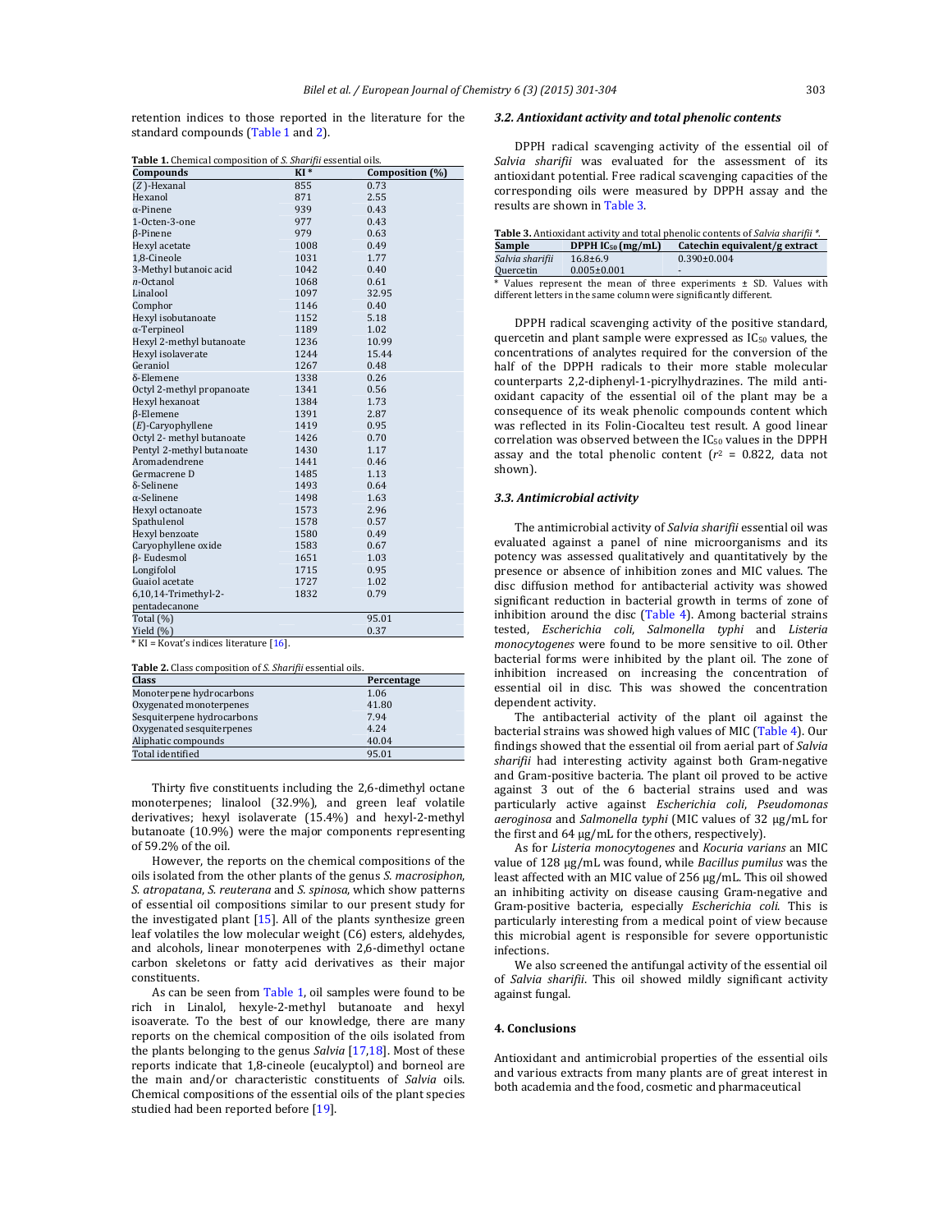retention indices to those reported in the literature for the standard compounds (Table 1 and 2).

**Table 1.** Chemical composition of *S. Sharifii* essential oils.

| Compounds | KI * | Composition (%) |
|---|---|---|
| (*Z*)-Hexanal | 855 | 0.73 |
| Hexanol | 871 | 2.55 |
| α-Pinene | 939 | 0.43 |
| 1-Octen-3-one | 977 | 0.43 |
| β-Pinene | 979 | 0.63 |
| Hexyl acetate | 1008 | 0.49 |
| 1,8-Cineole | 1031 | 1.77 |
| 3-Methyl butanoic acid | 1042 | 0.40 |
| *n*-Octanol | 1068 | 0.61 |
| Linalool | 1097 | 32.95 |
| Comphor | 1146 | 0.40 |
| Hexyl isobutanoate | 1152 | 5.18 |
| α-Terpineol | 1189 | 1.02 |
| Hexyl 2-methyl butanoate | 1236 | 10.99 |
| Hexyl isolaverate | 1244 | 15.44 |
| Geraniol | 1267 | 0.48 |
| δ-Elemene | 1338 | 0.26 |
| Octyl 2-methyl propanoate | 1341 | 0.56 |
| Hexyl hexanoat | 1384 | 1.73 |
| β-Elemene | 1391 | 2.87 |
| (*E*)-Caryophyllene | 1419 | 0.95 |
| Octyl 2- methyl butanoate | 1426 | 0.70 |
| Pentyl 2-methyl butanoate | 1430 | 1.17 |
| Aromadendrene | 1441 | 0.46 |
| Germacrene D | 1485 | 1.13 |
| δ-Selinene | 1493 | 0.64 |
| α-Selinene | 1498 | 1.63 |
| Hexyl octanoate | 1573 | 2.96 |
| Spathulenol | 1578 | 0.57 |
| Hexyl benzoate | 1580 | 0.49 |
| Caryophyllene oxide | 1583 | 0.67 |
| β- Eudesmol | 1651 | 1.03 |
| Longifolol | 1715 | 0.95 |
| Guaiol acetate | 1727 | 1.02 |
| 6,10,14-Trimethyl-2-pentadecanone | 1832 | 0.79 |
| Total (%) | | 95.01 |
| Yield (%) | | 0.37 |

\* KI = Kovat's indices literature [16].

**Table 2.** Class composition of *S. Sharifii* essential oils.

| Class | Percentage |
|---|---|
| Monoterpene hydrocarbons | 1.06 |
| Oxygenated monoterpenes | 41.80 |
| Sesquiterpene hydrocarbons | 7.94 |
| Oxygenated sesquiterpenes | 4.24 |
| Aliphatic compounds | 40.04 |
| Total identified | 95.01 |

Thirty five constituents including the 2,6-dimethyl octane monoterpenes; linalool (32.9%), and green leaf volatile derivatives; hexyl isolaverate (15.4%) and hexyl-2-methyl butanoate (10.9%) were the major components representing of 59.2% of the oil.

However, the reports on the chemical compositions of the oils isolated from the other plants of the genus *S. macrosiphon*, *S. atropatana*, *S. reuterana* and *S. spinosa*, which show patterns of essential oil compositions similar to our present study for the investigated plant [15]. All of the plants synthesize green leaf volatiles the low molecular weight (C6) esters, aldehydes, and alcohols, linear monoterpenes with 2,6-dimethyl octane carbon skeletons or fatty acid derivatives as their major constituents.

As can be seen from Table 1, oil samples were found to be rich in Linalol, hexyle-2-methyl butanoate and hexyl isoaverate. To the best of our knowledge, there are many reports on the chemical composition of the oils isolated from the plants belonging to the genus *Salvia* [17,18]. Most of these reports indicate that 1,8-cineole (eucalyptol) and borneol are the main and/or characteristic constituents of *Salvia* oils. Chemical compositions of the essential oils of the plant species studied had been reported before [19].

### 3.2. Antioxidant activity and total phenolic contents

DPPH radical scavenging activity of the essential oil of *Salvia sharifii* was evaluated for the assessment of its antioxidant potential. Free radical scavenging capacities of the corresponding oils were measured by DPPH assay and the results are shown in Table 3.

**Table 3.** Antioxidant activity and total phenolic contents of *Salvia sharifii* \*.

| Sample | DPPH $IC_{50}$ (mg/mL) | Catechin equivalent/g extract |
|---|---|---|
| *Salvia sharifii* | 16.8±6.9 | 0.390±0.004 |
| Quercetin | 0.005±0.001 | - |

\* Values represent the mean of three experiments ± SD. Values with different letters in the same column were significantly different.

DPPH radical scavenging activity of the positive standard, quercetin and plant sample were expressed as $IC_{50}$ values, the concentrations of analytes required for the conversion of the half of the DPPH radicals to their more stable molecular counterparts 2,2-diphenyl-1-picrylhydrazines. The mild anti-oxidant capacity of the essential oil of the plant may be a consequence of its weak phenolic compounds content which was reflected in its Folin-Ciocalteu test result. A good linear correlation was observed between the $IC_{50}$ values in the DPPH assay and the total phenolic content ($r^2$ = 0.822, data not shown).

### 3.3. Antimicrobial activity

The antimicrobial activity of *Salvia sharifii* essential oil was evaluated against a panel of nine microorganisms and its potency was assessed qualitatively and quantitatively by the presence or absence of inhibition zones and MIC values. The disc diffusion method for antibacterial activity was showed significant reduction in bacterial growth in terms of zone of inhibition around the disc (Table 4). Among bacterial strains tested, *Escherichia coli*, *Salmonella typhi* and *Listeria monocytogenes* were found to be more sensitive to oil. Other bacterial forms were inhibited by the plant oil. The zone of inhibition increased on increasing the concentration of essential oil in disc. This was showed the concentration dependent activity.

The antibacterial activity of the plant oil against the bacterial strains was showed high values of MIC (Table 4). Our findings showed that the essential oil from aerial part of *Salvia sharifii* had interesting activity against both Gram-negative and Gram-positive bacteria. The plant oil proved to be active against 3 out of the 6 bacterial strains used and was particularly active against *Escherichia coli*, *Pseudomonas aeroginosa* and *Salmonella typhi* (MIC values of 32 µg/mL for the first and 64 µg/mL for the others, respectively).

As for *Listeria monocytogenes* and *Kocuria varians* an MIC value of 128 µg/mL was found, while *Bacillus pumilus* was the least affected with an MIC value of 256 µg/mL. This oil showed an inhibiting activity on disease causing Gram-negative and Gram-positive bacteria, especially *Escherichia coli.* This is particularly interesting from a medical point of view because this microbial agent is responsible for severe opportunistic infections.

We also screened the antifungal activity of the essential oil of *Salvia sharifii*. This oil showed mildly significant activity against fungal.

## 4. Conclusions

Antioxidant and antimicrobial properties of the essential oils and various extracts from many plants are of great interest in both academia and the food, cosmetic and pharmaceutical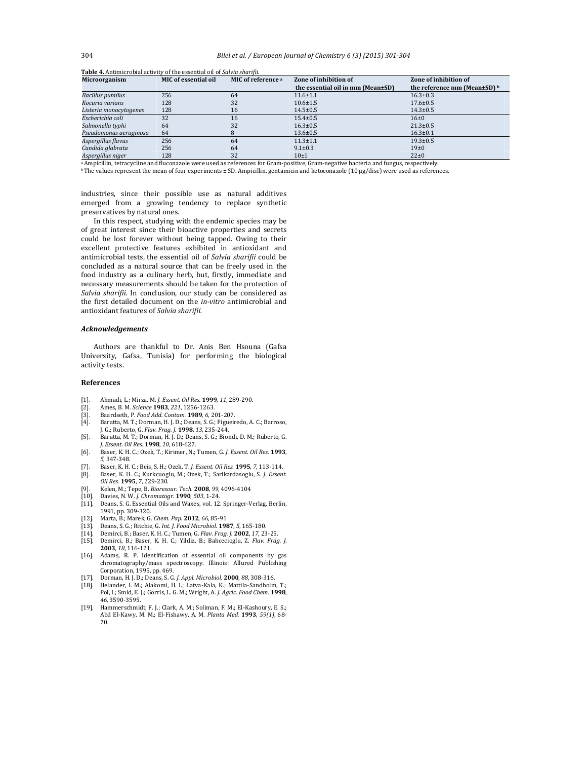**Table 4.** Antimicrobial activity of the essential oil of *Salvia sharifii*.

| Microorganism | MIC of essential oil | MIC of reference [a] | Zone of inhibition of the essential oil in mm (Mean±SD) | Zone of inhibition of the reference mm (Mean±SD) [b] |
|---|---|---|---|---|
| *Bacillus pumilus* | 256 | 64 | 11.6±1.1 | 16.3±0.3 |
| *Kocuria varians* | 128 | 32 | 10.6±1.5 | 17.6±0.5 |
| *Listeria monocytogenes* | 128 | 16 | 14.5±0.5 | 14.3±0.5 |
| *Escherichia coli* | 32 | 16 | 15.4±0.5 | 16±0 |
| *Salmonella typhi* | 64 | 32 | 16.3±0.5 | 21.3±0.5 |
| *Pseudomonas aeruginosa* | 64 | 8 | 13.6±0.5 | 16.3±0.1 |
| *Aspergillus flavus* | 256 | 64 | 11.3±1.1 | 19.3±0.5 |
| *Candida glabrata* | 256 | 64 | 9.1±0.3 | 19±0 |
| *Aspergillus niger* | 128 | 32 | 10±1 | 22±0 |

[a] Ampicillin, tetracycline and fluconazole were used as references for Gram-positive, Gram-negative bacteria and fungus, respectively.

[b] The values represent the mean of four experiments ± SD. Ampicillin, gentamicin and ketoconazole (10 µg/disc) were used as references.

industries, since their possible use as natural additives emerged from a growing tendency to replace synthetic preservatives by natural ones.

In this respect, studying with the endemic species may be of great interest since their bioactive properties and secrets could be lost forever without being tapped. Owing to their excellent protective features exhibited in antioxidant and antimicrobial tests, the essential oil of *Salvia sharifii* could be concluded as a natural source that can be freely used in the food industry as a culinary herb, but, firstly, immediate and necessary measurements should be taken for the protection of *Salvia sharifii*. In conclusion, our study can be considered as the first detailed document on the *in-vitro* antimicrobial and antioxidant features of *Salvia sharifii*.

### *Acknowledgements*

Authors are thankful to Dr. Anis Ben Hsouna (Gafsa University, Gafsa, Tunisia) for performing the biological activity tests.

### References

[1]. Ahmadi, L.; Mirza, M. *J. Essent. Oil Res.* **1999**, *11*, 289-290.
[2]. Ames, B. M. *Science* **1983**, *221*, 1256-1263.
[3]. Baardseth, P. *Food Add. Contam.* **1989**, *6*, 201-207.
[4]. Baratta, M. T.; Dorman, H. J. D.; Deans, S. G.; Figueiredo, A. C.; Barroso, J. G.; Ruberto, G. *Flav. Frag. J.* **1998**, *13*, 235-244.
[5]. Baratta, M. T.; Dorman, H. J. D.; Deans, S. G.; Biondi, D. M.; Ruberto, G. *J. Essent. Oil Res.* **1998**, *10*, 618-627.
[6]. Baser, K. H. C.; Ozek, T.; Kirimer, N.; Tumen, G. *J. Essent. Oil Res.* **1993**, *5*, 347-348.
[7]. Baser, K. H. C.; Beis, S. H.; Ozek, T. *J. Essent. Oil Res.* **1995**, *7*, 113-114.
[8]. Baser, K. H. C.; Kurkcuoglu, M.; Ozek, T.; Sarikardasoglu, S. *J. Essent. Oil Res.* **1995**, *7*, 229-230.
[9]. Kelen, M.; Tepe, B. *Bioresour. Tech.* **2008**, *99*, 4096-4104
[10]. Davies, N. W. *J. Chromatogr.* **1990**, *503*, 1-24.
[11]. Deans, S. G. Essential Oils and Waxes, vol. 12. Springer-Verlag, Berlin, 1991, pp. 309-320.
[12]. Marta, B.; Marek, G. *Chem. Pap.* **2012**, *66*, 85-91
[13]. Deans, S. G.; Ritchie, G. *Int. J. Food Microbiol.* **1987**, *5*, 165-180.
[14]. Demirci, B.; Baser, K. H. C.; Tumen, G. *Flav. Frag. J.* **2002**, *17*, 23-25.
[15]. Demirci, B.; Baser, K. H. C.; Yildiz, B.; Bahcecioglu, Z. *Flav. Frag. J.* **2003**, *18*, 116-121.
[16]. Adams, R. P. Identification of essential oil components by gas chromatography/mass spectroscopy. Illinois: Allured Publishing Corporation, 1995, pp. 469.
[17]. Dorman, H. J. D.; Deans, S. G. *J. Appl. Microbiol.* **2000**, *88*, 308-316.
[18]. Helander, I. M.; Alakomi, H. L; Latva-Kala, K.; Mattila-Sandholm, T.; Pol, I.; Smid, E. J.; Gorris, L. G. M.; Wright, A. *J. Agric. Food Chem.* **1998**, *46*, 3590-3595.
[19]. Hammerschmidt, F. J.; Clark, A. M.; Soliman, F. M.; El-Kashoury, E. S.; Abd El-Kawy, M. M.; El-Fishawy, A. M. *Planta Med.* **1993**, *59(1)*, 68-70.